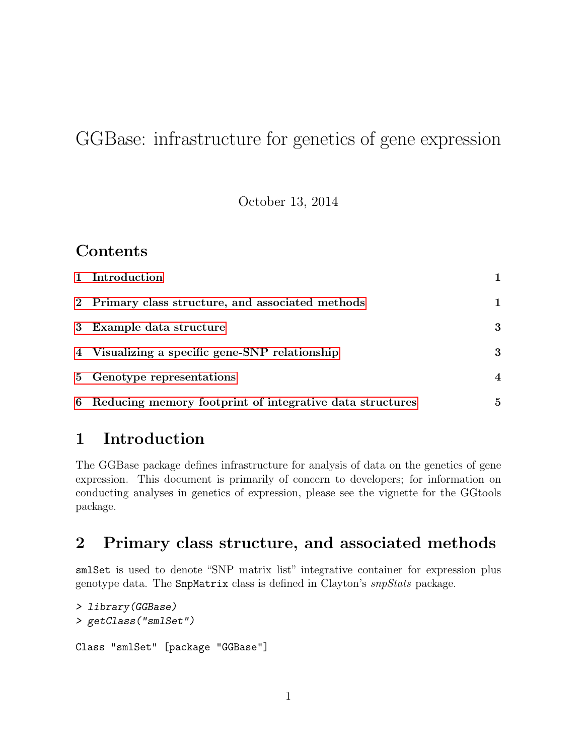# GGBase: infrastructure for genetics of gene expression

October 13, 2014

## Contents

| | |
|---|---|
| 1 Introduction | 1 |
| 2 Primary class structure, and associated methods | 1 |
| 3 Example data structure | 3 |
| 4 Visualizing a specific gene-SNP relationship | 3 |
| 5 Genotype representations | 4 |
| 6 Reducing memory footprint of integrative data structures | 5 |

## 1 Introduction

The GGBase package defines infrastructure for analysis of data on the genetics of gene expression. This document is primarily of concern to developers; for information on conducting analyses in genetics of expression, please see the vignette for the GGtools package.

## 2 Primary class structure, and associated methods

`smlSet` is used to denote "SNP matrix list" integrative container for expression plus genotype data. The `SnpMatrix` class is defined in Clayton's *snpStats* package.

```
> library(GGBase)
> getClass("smlSet")

Class "smlSet" [package "GGBase"]
```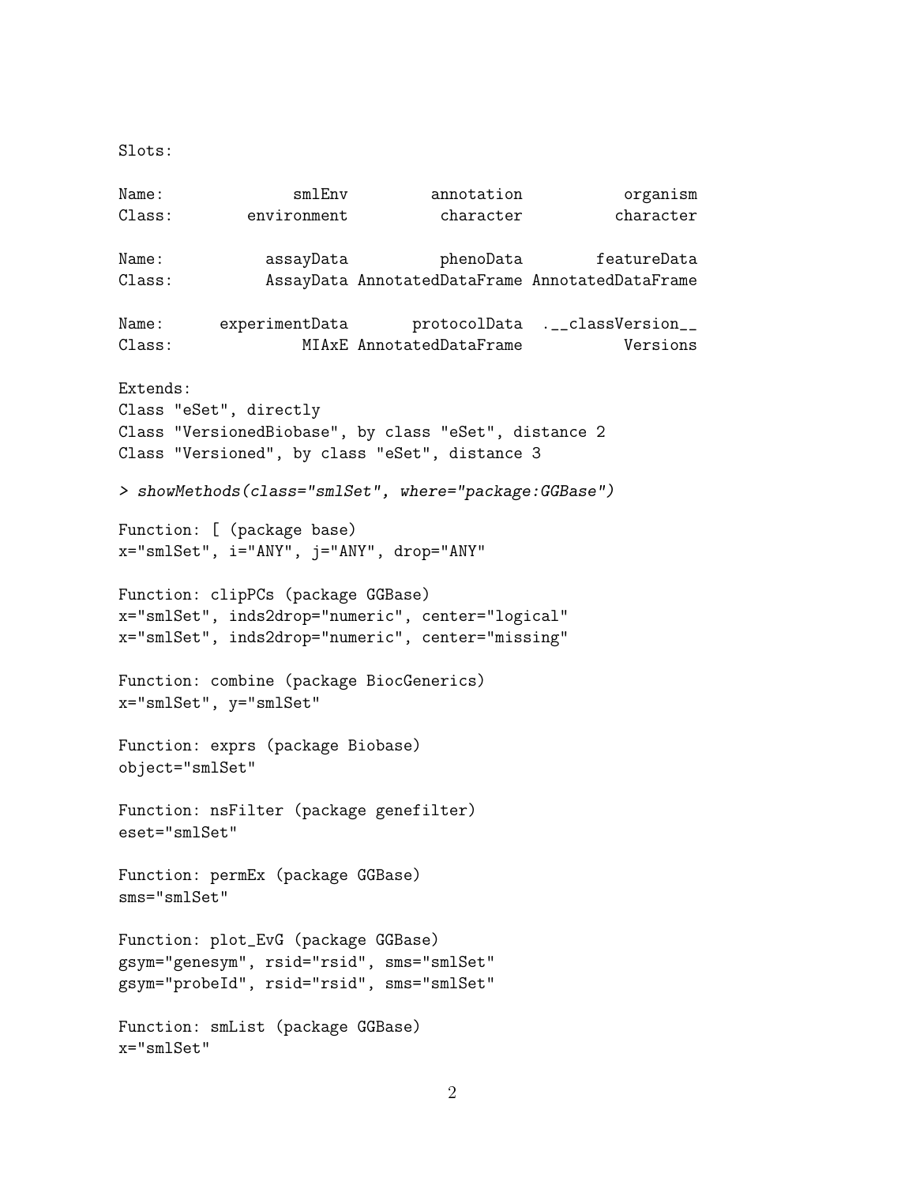```
Slots:

Name:             smlEnv          annotation            organism
Class:       environment           character           character

Name:          assayData           phenoData         featureData
Class:         AssayData AnnotatedDataFrame AnnotatedDataFrame

Name:     experimentData        protocolData  .__classVersion__
Class:             MIAxE AnnotatedDataFrame            Versions

Extends:
Class "eSet", directly
Class "VersionedBiobase", by class "eSet", distance 2
Class "Versioned", by class "eSet", distance 3
```

```
> showMethods(class="smlSet", where="package:GGBase")

Function: [ (package base)
x="smlSet", i="ANY", j="ANY", drop="ANY"

Function: clipPCs (package GGBase)
x="smlSet", inds2drop="numeric", center="logical"
x="smlSet", inds2drop="numeric", center="missing"

Function: combine (package BiocGenerics)
x="smlSet", y="smlSet"

Function: exprs (package Biobase)
object="smlSet"

Function: nsFilter (package genefilter)
eset="smlSet"

Function: permEx (package GGBase)
sms="smlSet"

Function: plot_EvG (package GGBase)
gsym="genesym", rsid="rsid", sms="smlSet"
gsym="probeId", rsid="rsid", sms="smlSet"

Function: smList (package GGBase)
x="smlSet"
```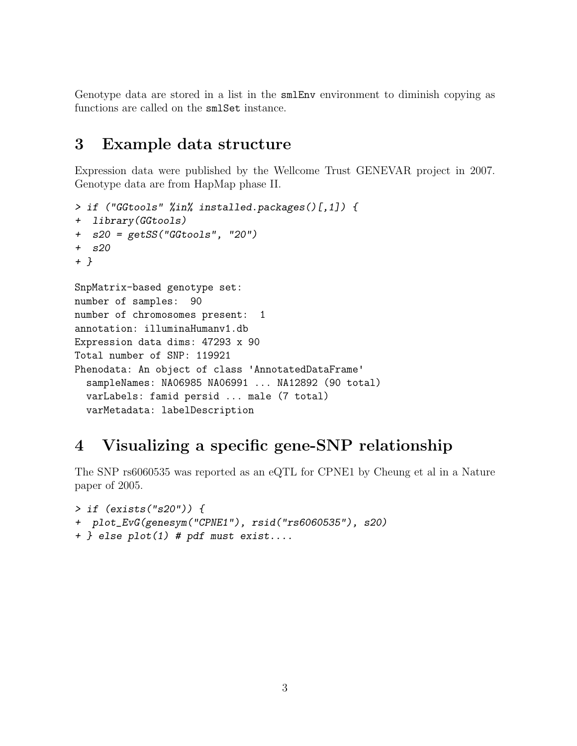Genotype data are stored in a list in the `smlEnv` environment to diminish copying as functions are called on the `smlSet` instance.

## 3 Example data structure

Expression data were published by the Wellcome Trust GENEVAR project in 2007. Genotype data are from HapMap phase II.

```
> if ("GGtools" %in% installed.packages()[,1]) {
+  library(GGtools)
+  s20 = getSS("GGtools", "20")
+  s20
+ }
```

```
SnpMatrix-based genotype set:
number of samples:  90
number of chromosomes present:  1
annotation: illuminaHumanv1.db
Expression data dims: 47293 x 90
Total number of SNP: 119921
Phenodata: An object of class 'AnnotatedDataFrame'
  sampleNames: NA06985 NA06991 ... NA12892 (90 total)
  varLabels: famid persid ... male (7 total)
  varMetadata: labelDescription
```

## 4 Visualizing a specific gene-SNP relationship

The SNP rs6060535 was reported as an eQTL for CPNE1 by Cheung et al in a Nature paper of 2005.

```
> if (exists("s20")) {
+  plot_EvG(genesym("CPNE1"), rsid("rs6060535"), s20)
+ } else plot(1) # pdf must exist....
```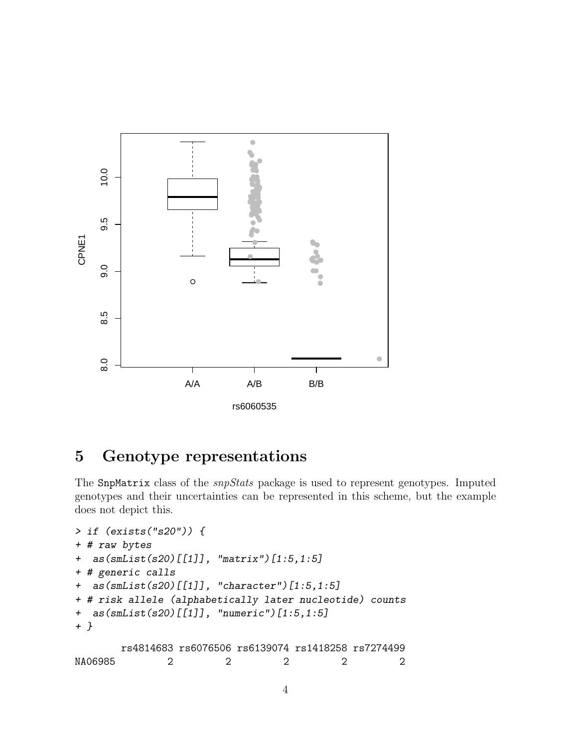## 5 Genotype representations

The `SnpMatrix` class of the *snpStats* package is used to represent genotypes. Imputed genotypes and their uncertainties can be represented in this scheme, but the example does not depict this.

```
> if (exists("s20")) {
+ # raw bytes
+  as(smList(s20)[[1]], "matrix")[1:5,1:5]
+ # generic calls
+  as(smList(s20)[[1]], "character")[1:5,1:5]
+ # risk allele (alphabetically later nucleotide) counts
+  as(smList(s20)[[1]], "numeric")[1:5,1:5]
+ }

        rs4814683 rs6076506 rs6139074 rs1418258 rs7274499
NA06985         2         2         2         2         2
```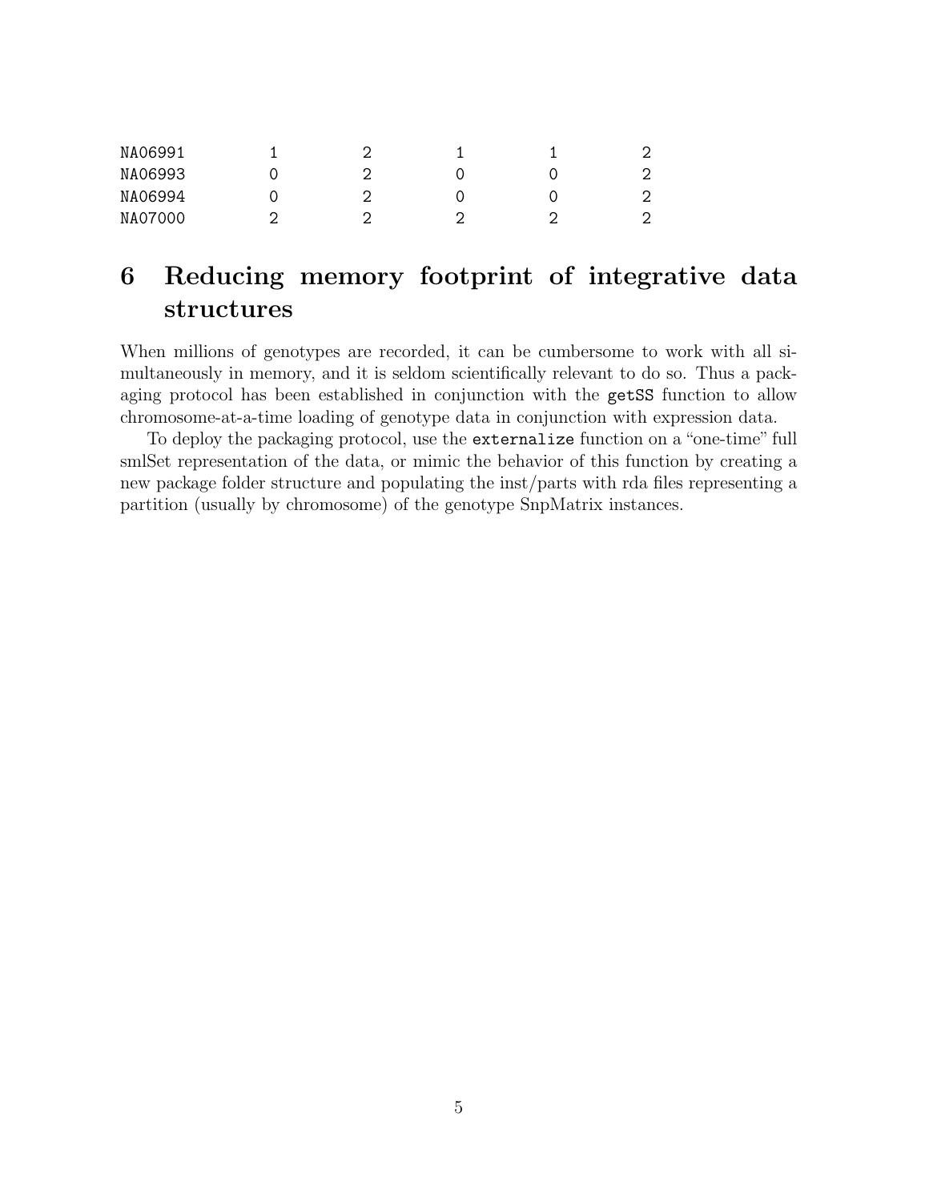```
NA06991        1        2        1        1        2
NA06993        0        2        0        0        2
NA06994        0        2        0        0        2
NA07000        2        2        2        2        2
```

# 6 Reducing memory footprint of integrative data structures

When millions of genotypes are recorded, it can be cumbersome to work with all simultaneously in memory, and it is seldom scientifically relevant to do so. Thus a packaging protocol has been established in conjunction with the `getSS` function to allow chromosome-at-a-time loading of genotype data in conjunction with expression data.

To deploy the packaging protocol, use the `externalize` function on a "one-time" full smlSet representation of the data, or mimic the behavior of this function by creating a new package folder structure and populating the inst/parts with rda files representing a partition (usually by chromosome) of the genotype SnpMatrix instances.